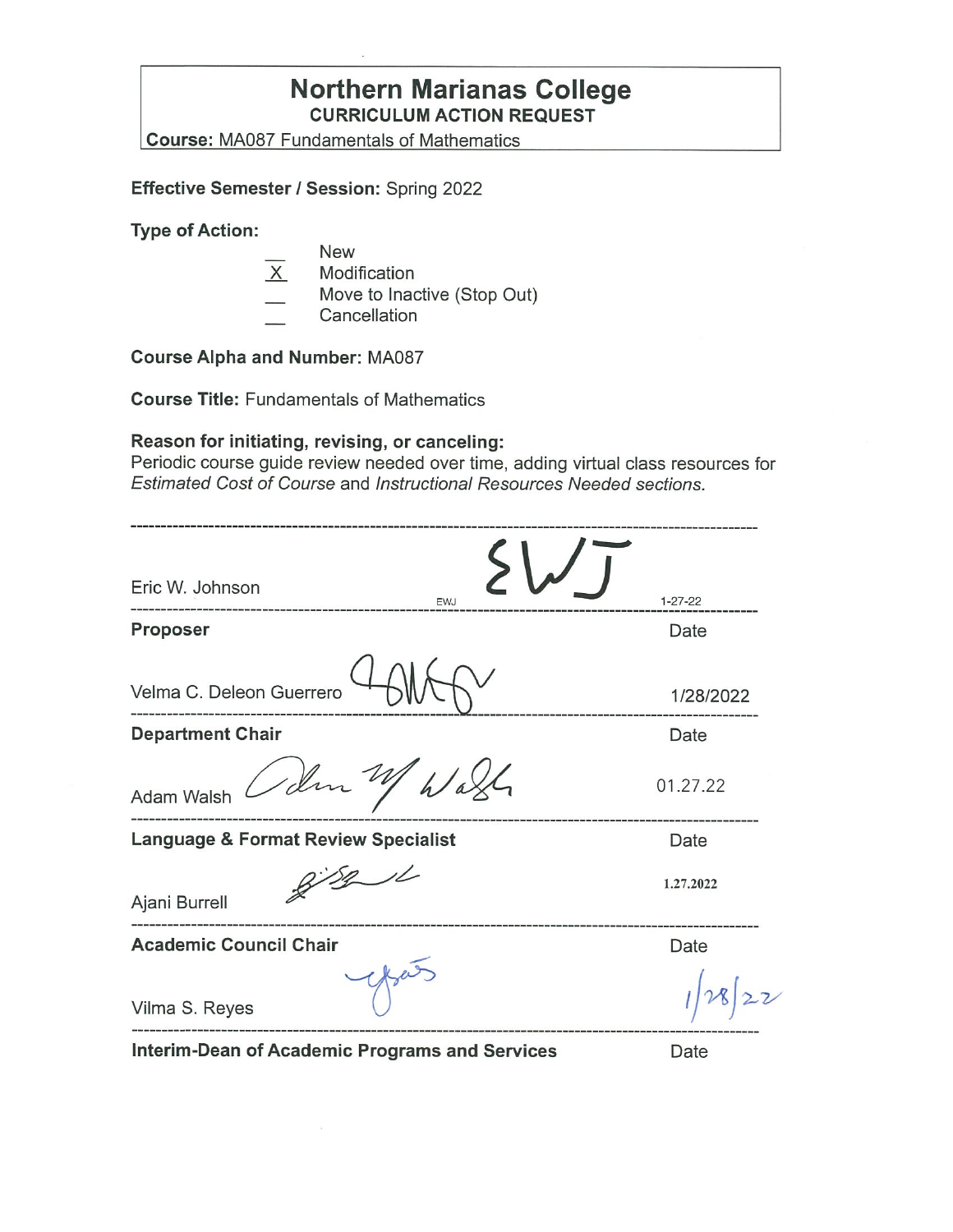# Northern Marianas College

## CURRICULUM ACTION REQUEST

**Course:** MA087 Fundamentals of Mathematics

**Effective Semester / Session:** Spring 2022

**Type of Action:**

- __ New
- X Modification
- __ Move to Inactive (Stop Out)
- __ Cancellation

**Course Alpha and Number:** MA087

**Course Title:** Fundamentals of Mathematics

**Reason for initiating, revising, or canceling:**
Periodic course guide review needed over time, adding virtual class resources for *Estimated Cost of Course* and *Instructional Resources Needed sections.*

---

Eric W. Johnson EWJ 1-27-22

**Proposer** Date

Velma C. Deleon Guerrero 1/28/2022

**Department Chair** Date

Adam Walsh 01.27.22

**Language & Format Review Specialist** Date

Ajani Burrell 1.27.2022

**Academic Council Chair** Date

Vilma S. Reyes 1/28/22

**Interim-Dean of Academic Programs and Services** Date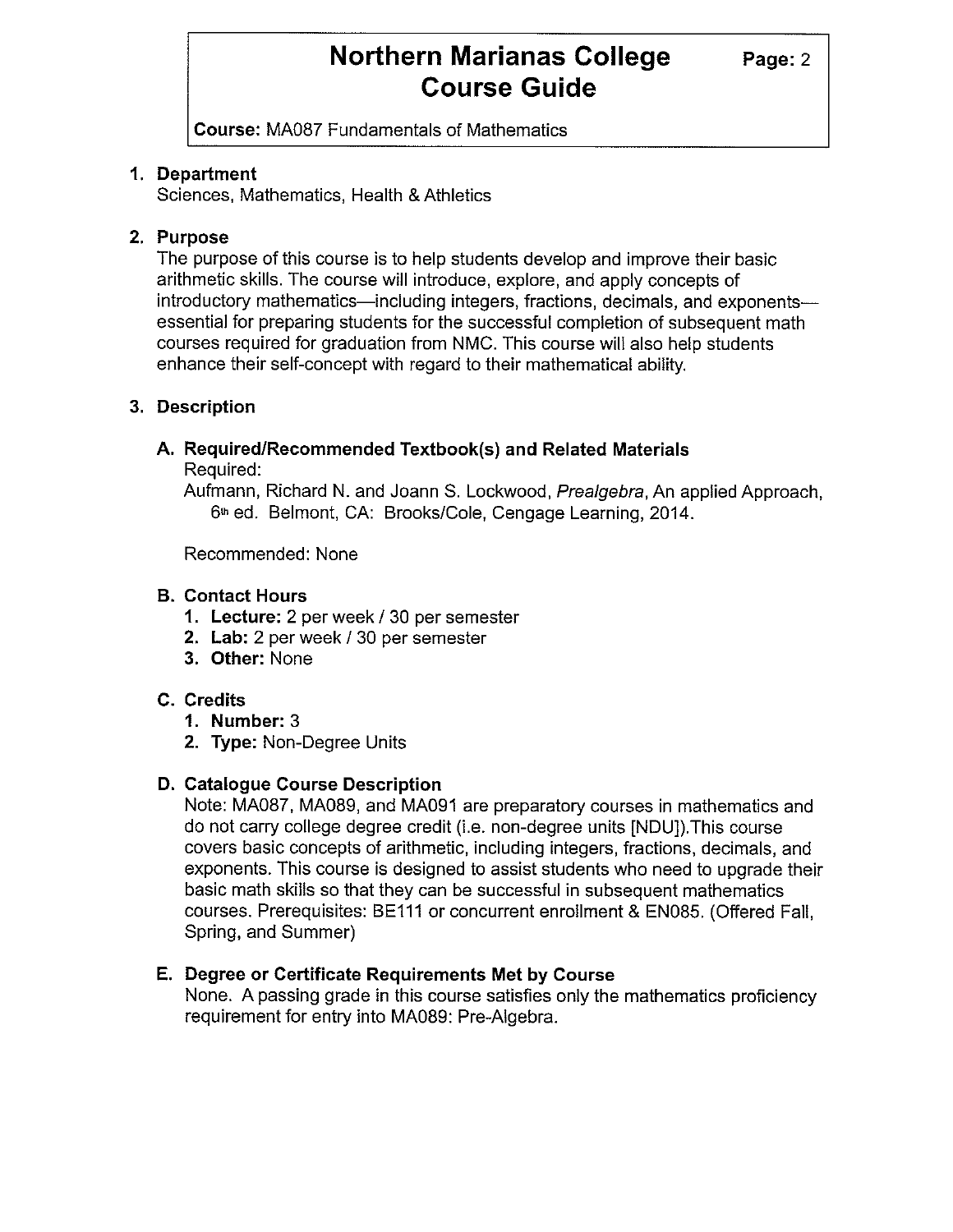# Northern Marianas College Course Guide

**Course:** MA087 Fundamentals of Mathematics

## 1. Department

Sciences, Mathematics, Health & Athletics

## 2. Purpose

The purpose of this course is to help students develop and improve their basic arithmetic skills. The course will introduce, explore, and apply concepts of introductory mathematics—including integers, fractions, decimals, and exponents—essential for preparing students for the successful completion of subsequent math courses required for graduation from NMC. This course will also help students enhance their self-concept with regard to their mathematical ability.

## 3. Description

### A. Required/Recommended Textbook(s) and Related Materials

Required:

Aufmann, Richard N. and Joann S. Lockwood, *Prealgebra*, An applied Approach, 6th ed. Belmont, CA: Brooks/Cole, Cengage Learning, 2014.

Recommended: None

### B. Contact Hours

1. **Lecture:** 2 per week / 30 per semester
2. **Lab:** 2 per week / 30 per semester
3. **Other:** None

### C. Credits

1. **Number:** 3
2. **Type:** Non-Degree Units

### D. Catalogue Course Description

Note: MA087, MA089, and MA091 are preparatory courses in mathematics and do not carry college degree credit (i.e. non-degree units [NDU]).This course covers basic concepts of arithmetic, including integers, fractions, decimals, and exponents. This course is designed to assist students who need to upgrade their basic math skills so that they can be successful in subsequent mathematics courses. Prerequisites: BE111 or concurrent enrollment & EN085. (Offered Fall, Spring, and Summer)

### E. Degree or Certificate Requirements Met by Course

None. A passing grade in this course satisfies only the mathematics proficiency requirement for entry into MA089: Pre-Algebra.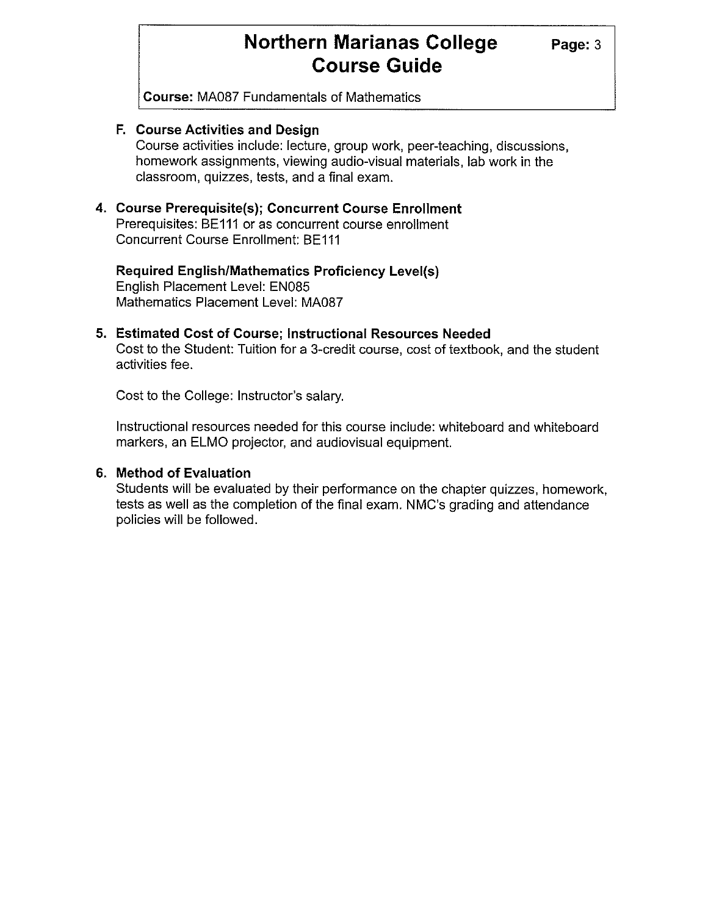### F. Course Activities and Design

Course activities include: lecture, group work, peer-teaching, discussions, homework assignments, viewing audio-visual materials, lab work in the classroom, quizzes, tests, and a final exam.

## 4. Course Prerequisite(s); Concurrent Course Enrollment

Prerequisites: BE111 or as concurrent course enrollment
Concurrent Course Enrollment: BE111

### Required English/Mathematics Proficiency Level(s)

English Placement Level: EN085
Mathematics Placement Level: MA087

## 5. Estimated Cost of Course; Instructional Resources Needed

Cost to the Student: Tuition for a 3-credit course, cost of textbook, and the student activities fee.

Cost to the College: Instructor's salary.

Instructional resources needed for this course include: whiteboard and whiteboard markers, an ELMO projector, and audiovisual equipment.

## 6. Method of Evaluation

Students will be evaluated by their performance on the chapter quizzes, homework, tests as well as the completion of the final exam. NMC's grading and attendance policies will be followed.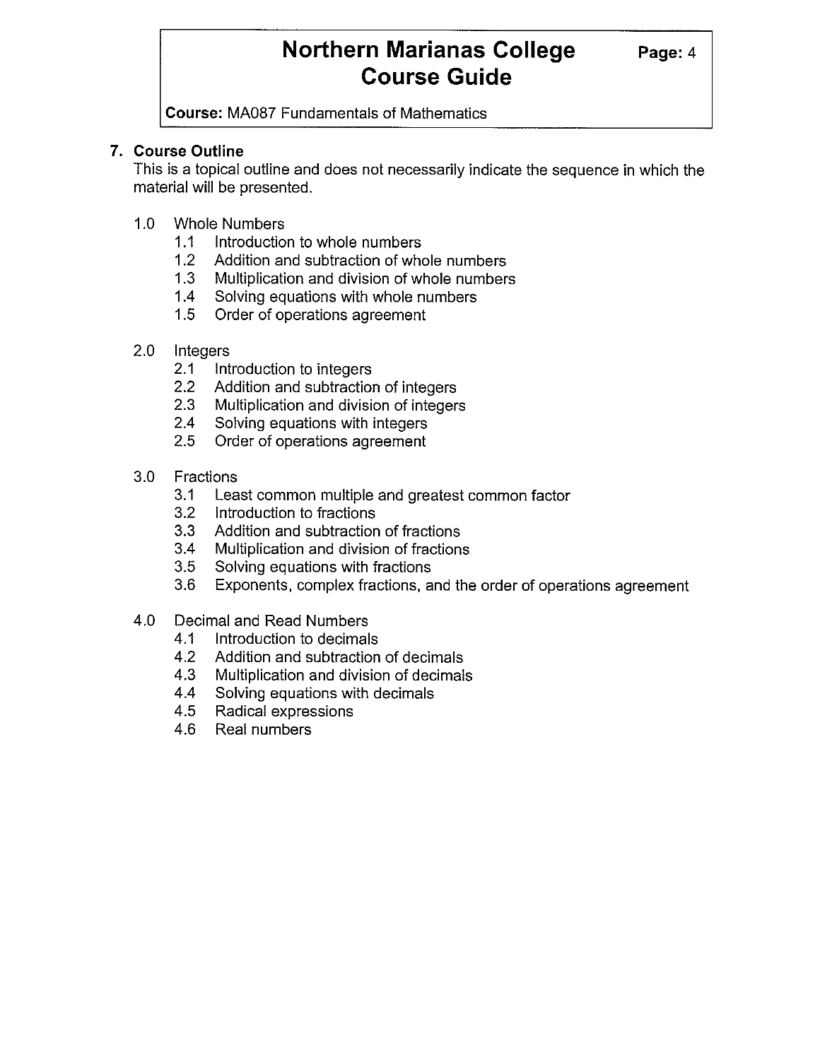**Course:** MA087 Fundamentals of Mathematics

## 7. Course Outline

This is a topical outline and does not necessarily indicate the sequence in which the material will be presented.

1.0 Whole Numbers
- 1.1 Introduction to whole numbers
- 1.2 Addition and subtraction of whole numbers
- 1.3 Multiplication and division of whole numbers
- 1.4 Solving equations with whole numbers
- 1.5 Order of operations agreement

2.0 Integers
- 2.1 Introduction to integers
- 2.2 Addition and subtraction of integers
- 2.3 Multiplication and division of integers
- 2.4 Solving equations with integers
- 2.5 Order of operations agreement

3.0 Fractions
- 3.1 Least common multiple and greatest common factor
- 3.2 Introduction to fractions
- 3.3 Addition and subtraction of fractions
- 3.4 Multiplication and division of fractions
- 3.5 Solving equations with fractions
- 3.6 Exponents, complex fractions, and the order of operations agreement

4.0 Decimal and Read Numbers
- 4.1 Introduction to decimals
- 4.2 Addition and subtraction of decimals
- 4.3 Multiplication and division of decimals
- 4.4 Solving equations with decimals
- 4.5 Radical expressions
- 4.6 Real numbers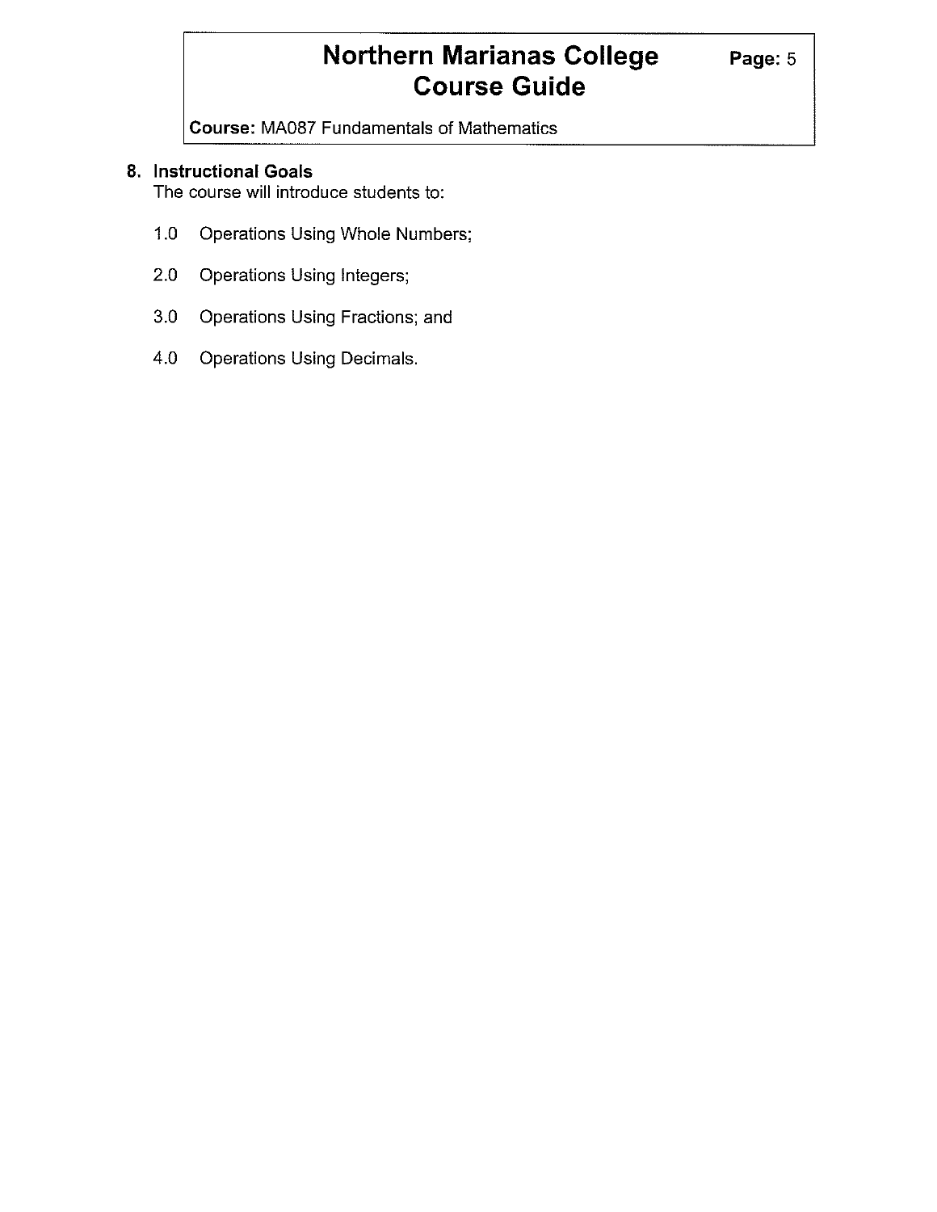## 8. Instructional Goals

The course will introduce students to:

1.0 Operations Using Whole Numbers;

2.0 Operations Using Integers;

3.0 Operations Using Fractions; and

4.0 Operations Using Decimals.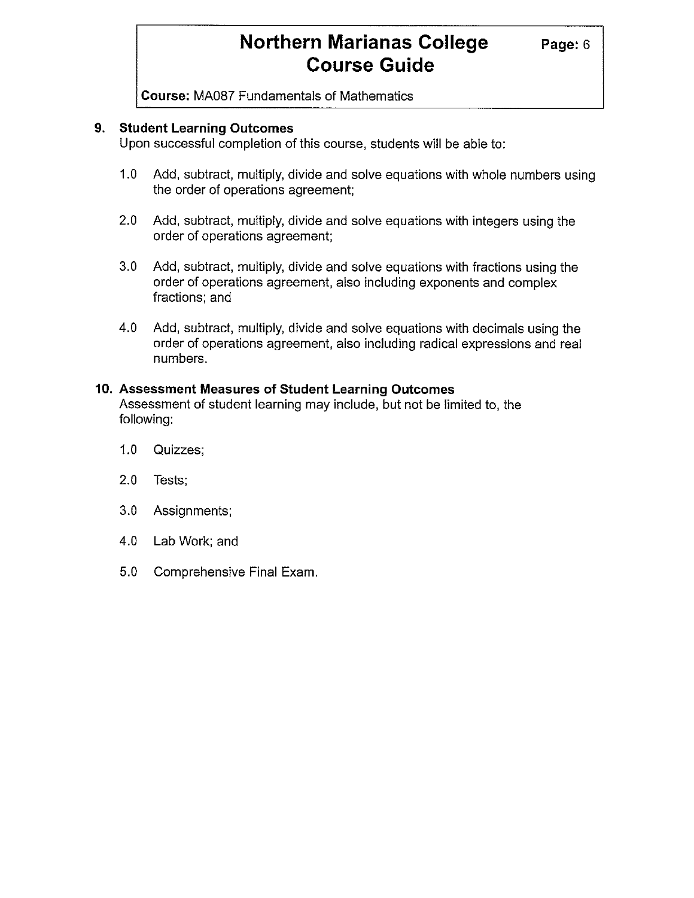## 9. Student Learning Outcomes

Upon successful completion of this course, students will be able to:

1.0 Add, subtract, multiply, divide and solve equations with whole numbers using the order of operations agreement;

2.0 Add, subtract, multiply, divide and solve equations with integers using the order of operations agreement;

3.0 Add, subtract, multiply, divide and solve equations with fractions using the order of operations agreement, also including exponents and complex fractions; and

4.0 Add, subtract, multiply, divide and solve equations with decimals using the order of operations agreement, also including radical expressions and real numbers.

## 10. Assessment Measures of Student Learning Outcomes

Assessment of student learning may include, but not be limited to, the following:

1.0 Quizzes;

2.0 Tests;

3.0 Assignments;

4.0 Lab Work; and

5.0 Comprehensive Final Exam.